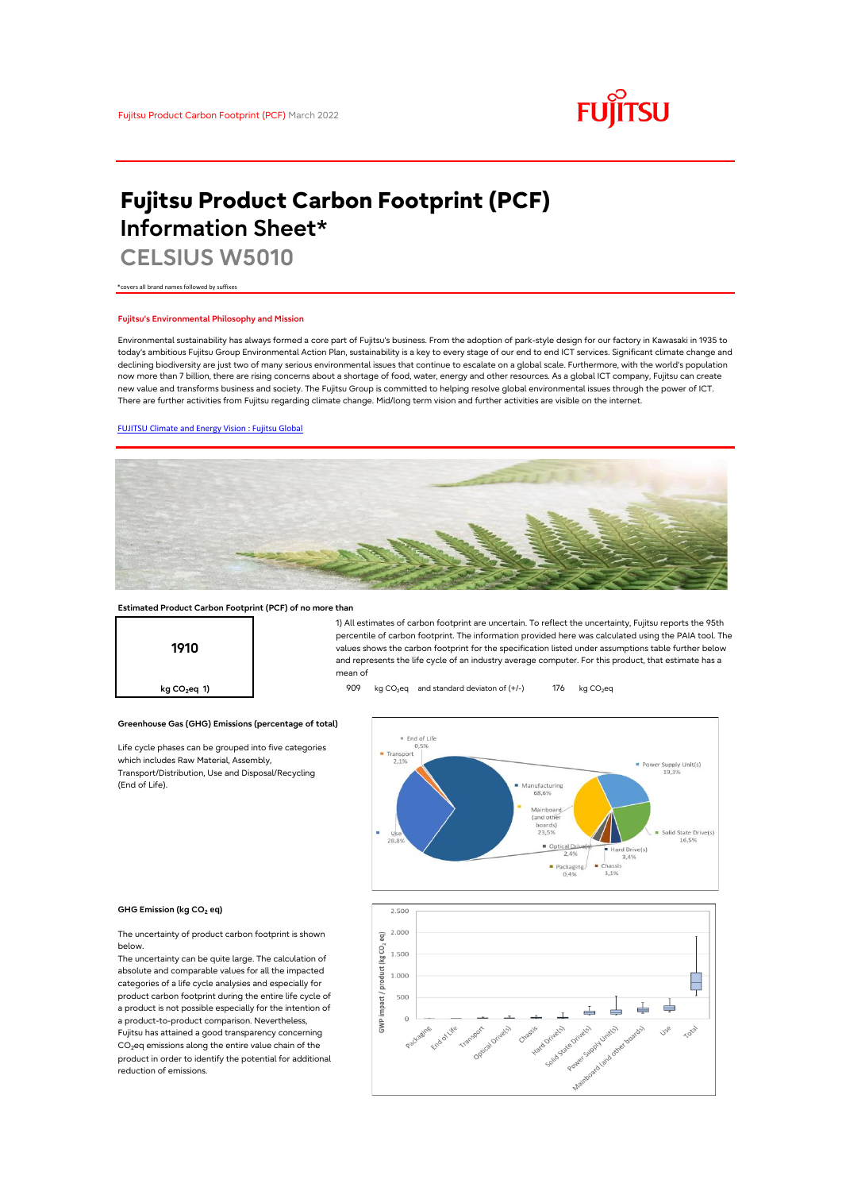Fujitsu Product Carbon Footprint (PCF) March 2022

# Fujitsu Product Carbon Footprint (PCF) Information Sheet*

## CELSIUS W5010

*covers all brand names followed by suffixes

### Fujitsu's Environmental Philosophy and Mission

Environmental sustainability has always formed a core part of Fujitsu's business. From the adoption of park-style design for our factory in Kawasaki in 1935 to today's ambitious Fujitsu Group Environmental Action Plan, sustainability is a key to every stage of our end to end ICT services. Significant climate change and declining biodiversity are just two of many serious environmental issues that continue to escalate on a global scale. Furthermore, with the world's population now more than 7 billion, there are rising concerns about a shortage of food, water, energy and other resources. As a global ICT company, Fujitsu can create new value and transforms business and society. The Fujitsu Group is committed to helping resolve global environmental issues through the power of ICT. There are further activities from Fujitsu regarding climate change. Mid/long term vision and further activities are visible on the internet.

[FUJITSU Climate and Energy Vision : Fujitsu Global]

### Estimated Product Carbon Footprint (PCF) of no more than

**1910**

kg $CO_2$eq 1)

1) All estimates of carbon footprint are uncertain. To reflect the uncertainty, Fujitsu reports the 95th percentile of carbon footprint. The information provided here was calculated using the PAIA tool. The values shows the carbon footprint for the specification listed under assumptions table further below and represents the life cycle of an industry average computer. For this product, that estimate has a mean of

909 kg $CO_2$eq and standard deviaton of (+/-) 176 kg $CO_2$eq

### Greenhouse Gas (GHG) Emissions (percentage of total)

Life cycle phases can be grouped into five categories which includes Raw Material, Assembly, Transport/Distribution, Use and Disposal/Recycling (End of Life).

End of Life 0,5%; Transport 2,1%; Use 28,8%; Manufacturing 68,6%

Power Supply Unit(s) 19,3%; Mainboard (and other boards) 23,5%; Solid State Drive(s) 16,5%; Optical Drive(s) 2,4%; Hard Drive(s) 3,4%; Packaging 0,4%; Chassis 3,1%

### GHG Emission (kg $CO_2$ eq)

The uncertainty of product carbon footprint is shown below.

The uncertainty can be quite large. The calculation of absolute and comparable values for all the impacted categories of a life cycle analysies and especially for product carbon footprint during the entire life cycle of a product is not possible especially for the intention of a product-to-product comparison. Nevertheless, Fujitsu has attained a good transparency concerning $CO_2$eq emissions along the entire value chain of the product in order to identify the potential for additional reduction of emissions.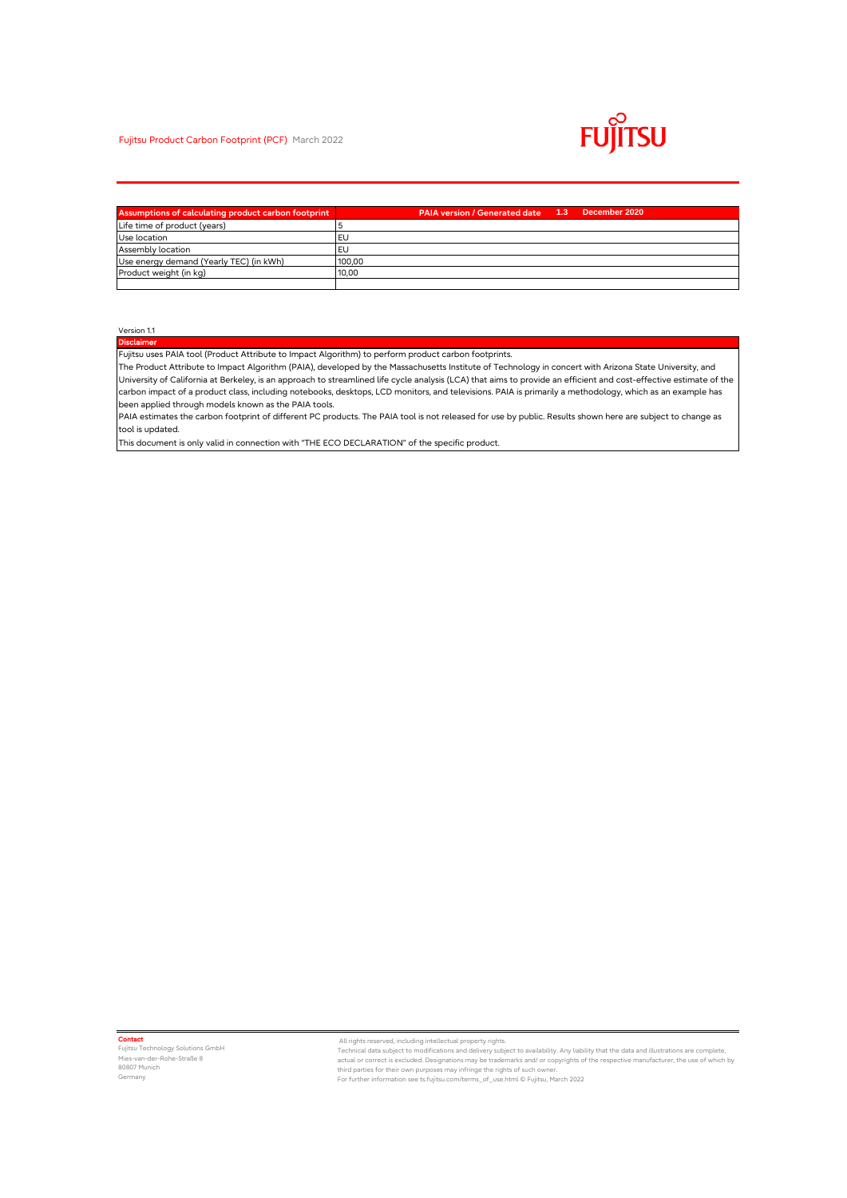Fujitsu Product Carbon Footprint (PCF) March 2022

| Assumptions of calculating product carbon footprint | PAIA version / Generated date 1.3 December 2020 |
|---|---|
| Life time of product (years) | 5 |
| Use location | EU |
| Assembly location | EU |
| Use energy demand (Yearly TEC) (in kWh) | 100,00 |
| Product weight (in kg) | 10,00 |
| | |

Version 1.1

**Disclaimer**

Fujitsu uses PAIA tool (Product Attribute to Impact Algorithm) to perform product carbon footprints.

The Product Attribute to Impact Algorithm (PAIA), developed by the Massachusetts Institute of Technology in concert with Arizona State University, and University of California at Berkeley, is an approach to streamlined life cycle analysis (LCA) that aims to provide an efficient and cost-effective estimate of the carbon impact of a product class, including notebooks, desktops, LCD monitors, and televisions. PAIA is primarily a methodology, which as an example has been applied through models known as the PAIA tools.

PAIA estimates the carbon footprint of different PC products. The PAIA tool is not released for use by public. Results shown here are subject to change as tool is updated.

This document is only valid in connection with "THE ECO DECLARATION" of the specific product.

**Contact**
Fujitsu Technology Solutions GmbH
Mies-van-der-Rohe-Straße 8
80807 Munich
Germany

All rights reserved, including intellectual property rights.
Technical data subject to modifications and delivery subject to availability. Any liability that the data and illustrations are complete, actual or correct is excluded. Designations may be trademarks and/ or copyrights of the respective manufacturer, the use of which by third parties for their own purposes may infringe the rights of such owner.
For further information see ts.fujitsu.com/terms_of_use.html © Fujitsu, March 2022